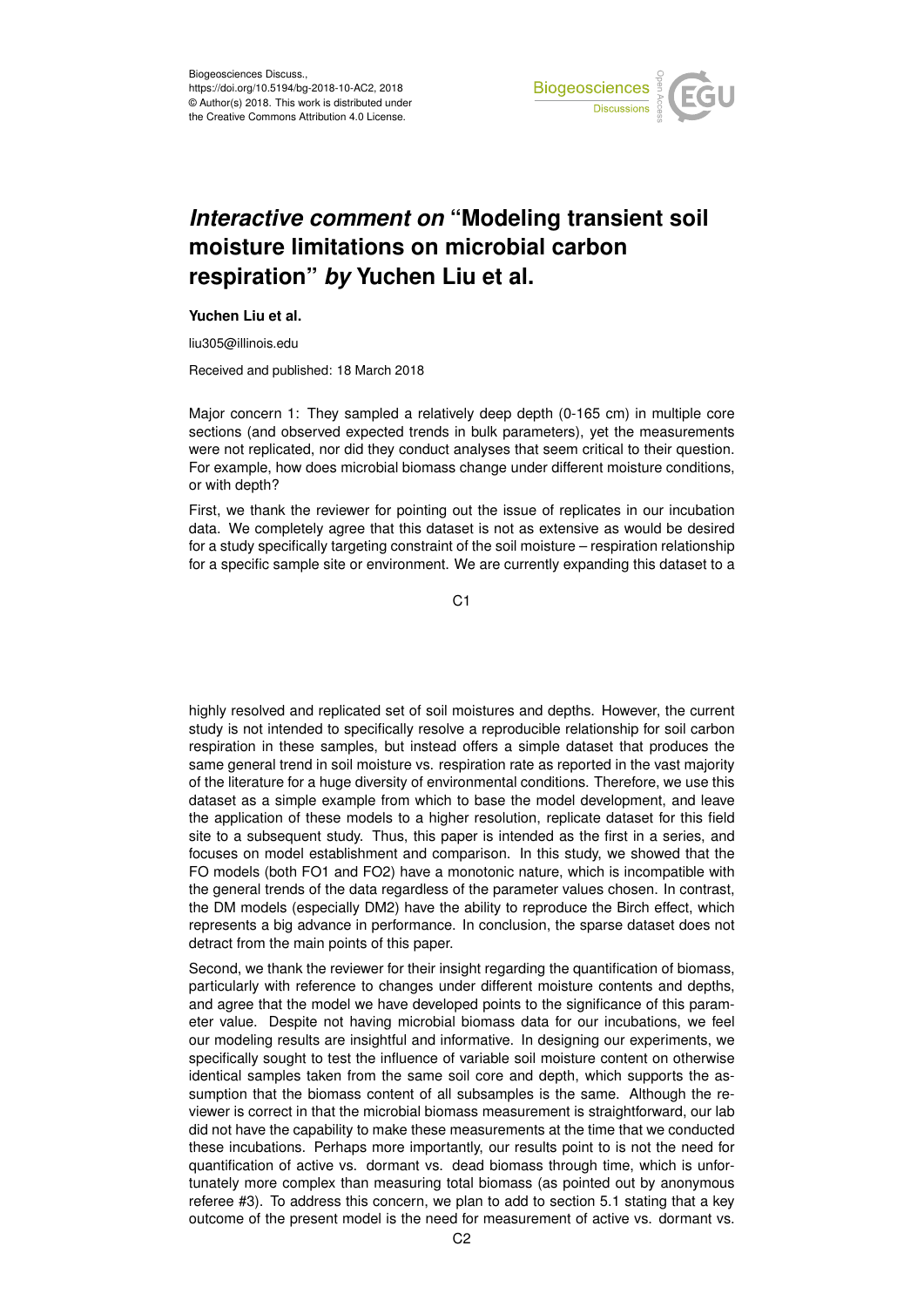Biogeosciences Discuss.,
https://doi.org/10.5194/bg-2018-10-AC2, 2018
© Author(s) 2018. This work is distributed under
the Creative Commons Attribution 4.0 License.

# *Interactive comment on* "Modeling transient soil moisture limitations on microbial carbon respiration" *by* Yuchen Liu et al.

**Yuchen Liu et al.**

liu305@illinois.edu

Received and published: 18 March 2018

Major concern 1: They sampled a relatively deep depth (0-165 cm) in multiple core sections (and observed expected trends in bulk parameters), yet the measurements were not replicated, nor did they conduct analyses that seem critical to their question. For example, how does microbial biomass change under different moisture conditions, or with depth?

First, we thank the reviewer for pointing out the issue of replicates in our incubation data. We completely agree that this dataset is not as extensive as would be desired for a study specifically targeting constraint of the soil moisture – respiration relationship for a specific sample site or environment. We are currently expanding this dataset to a highly resolved and replicated set of soil moistures and depths. However, the current study is not intended to specifically resolve a reproducible relationship for soil carbon respiration in these samples, but instead offers a simple dataset that produces the same general trend in soil moisture vs. respiration rate as reported in the vast majority of the literature for a huge diversity of environmental conditions. Therefore, we use this dataset as a simple example from which to base the model development, and leave the application of these models to a higher resolution, replicate dataset for this field site to a subsequent study. Thus, this paper is intended to be the first in a series, and focuses on model establishment and comparison. In this study, we showed that the FO models (both FO1 and FO2) have a monotonic nature, which is incompatible with the general trends of the data regardless of the parameter values chosen. In contrast, the DM models (especially DM2) have the ability to reproduce the Birch effect, which represents a big advance in performance. In conclusion, the sparse dataset does not detract from the main points of this paper.

Second, we thank the reviewer for their insight regarding the quantification of biomass, particularly with reference to changes under different moisture contents and depths, and agree that the model we have developed points to the significance of this parameter value. Despite not having microbial biomass data for our incubations, we feel our modeling results are insightful and informative. In designing our experiments, we specifically sought to test the influence of variable soil moisture content on otherwise identical samples taken from the same soil core and depth, which supports the assumption that the biomass content of all subsamples is the same. Although the reviewer is correct in that the microbial biomass measurement is straightforward, our lab did not have the capability to make these measurements at the time that we conducted these incubations. Perhaps more importantly, our results point to is not the need for quantification of active vs. dormant vs. dead biomass through time, which is unfortunately more complex than measuring total biomass (as pointed out by anonymous referee #3). To address this concern, we plan to add to section 5.1 stating that a key outcome of the present model is the need for measurement of active vs. dormant vs.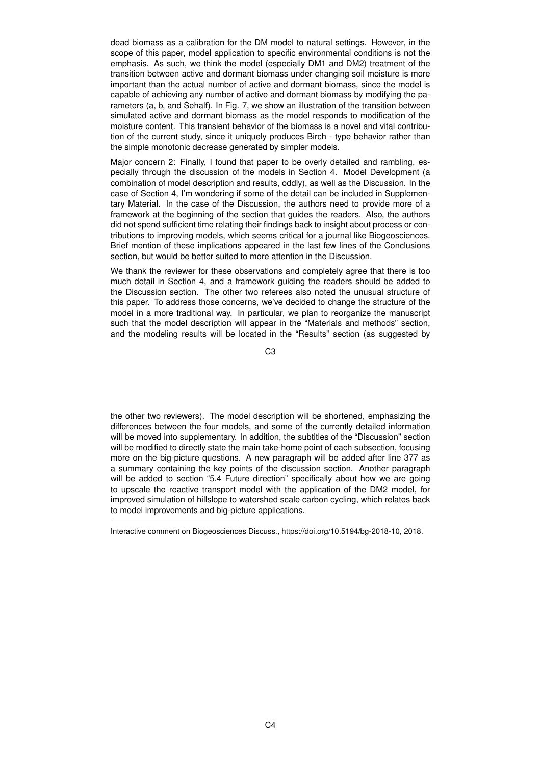dead biomass as a calibration for the DM model to natural settings. However, in the scope of this paper, model application to specific environmental conditions is not the emphasis. As such, we think the model (especially DM1 and DM2) treatment of the transition between active and dormant biomass under changing soil moisture is more important than the actual number of active and dormant biomass, since the model is capable of achieving any number of active and dormant biomass by modifying the parameters (a, b, and Sehalf). In Fig. 7, we show an illustration of the transition between simulated active and dormant biomass as the model responds to modification of the moisture content. This transient behavior of the biomass is a novel and vital contribution of the current study, since it uniquely produces Birch - type behavior rather than the simple monotonic decrease generated by simpler models.

Major concern 2: Finally, I found that paper to be overly detailed and rambling, especially through the discussion of the models in Section 4. Model Development (a combination of model description and results, oddly), as well as the Discussion. In the case of Section 4, I'm wondering if some of the detail can be included in Supplementary Material. In the case of the Discussion, the authors need to provide more of a framework at the beginning of the section that guides the readers. Also, the authors did not spend sufficient time relating their findings back to insight about process or contributions to improving models, which seems critical for a journal like Biogeosciences. Brief mention of these implications appeared in the last few lines of the Conclusions section, but would be better suited to more attention in the Discussion.

We thank the reviewer for these observations and completely agree that there is too much detail in Section 4, and a framework guiding the readers should be added to the Discussion section. The other two referees also noted the unusual structure of this paper. To address those concerns, we've decided to change the structure of the model in a more traditional way. In particular, we plan to reorganize the manuscript such that the model description will appear in the "Materials and methods" section, and the modeling results will be located in the "Results" section (as suggested by the other two reviewers). The model description will be shortened, emphasizing the differences between the four models, and some of the currently detailed information will be moved into supplementary. In addition, the subtitles of the "Discussion" section will be modified to directly state the main take-home point of each subsection, focusing more on the big-picture questions. A new paragraph will be added after line 377 as a summary containing the key points of the discussion section. Another paragraph will be added to section "5.4 Future direction" specifically about how we are going to upscale the reactive transport model with the application of the DM2 model, for improved simulation of hillslope to watershed scale carbon cycling, which relates back to model improvements and big-picture applications.

---

Interactive comment on Biogeosciences Discuss., https://doi.org/10.5194/bg-2018-10, 2018.